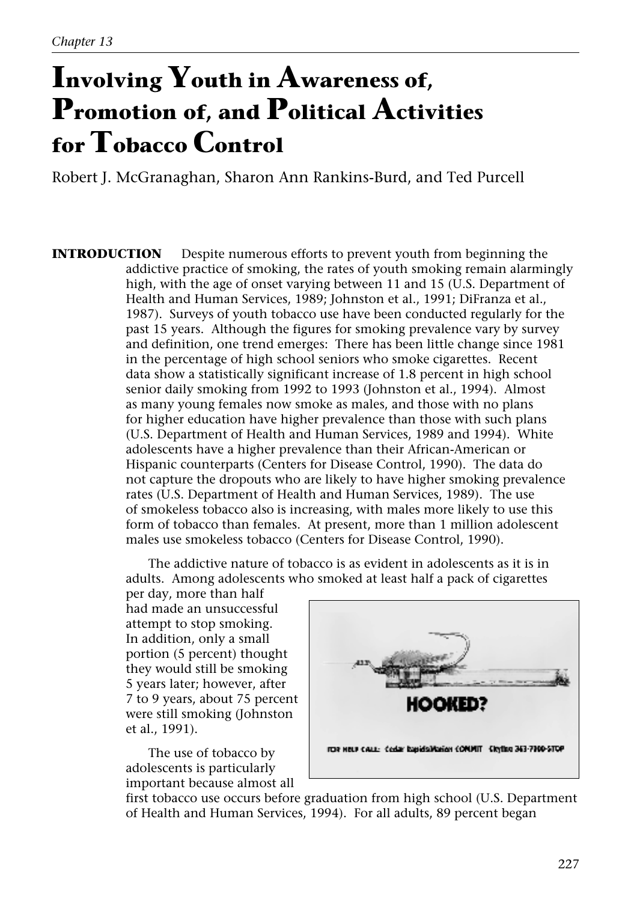*Chapter 13*

# Involving Youth in Awareness of, Promotion of, and Political Activities for Tobacco Control

Robert J. McGranaghan, Sharon Ann Rankins-Burd, and Ted Purcell

**INTRODUCTION** Despite numerous efforts to prevent youth from beginning the addictive practice of smoking, the rates of youth smoking remain alarmingly high, with the age of onset varying between 11 and 15 (U.S. Department of Health and Human Services, 1989; Johnston et al., 1991; DiFranza et al., 1987). Surveys of youth tobacco use have been conducted regularly for the past 15 years. Although the figures for smoking prevalence vary by survey and definition, one trend emerges: There has been little change since 1981 in the percentage of high school seniors who smoke cigarettes. Recent data show a statistically significant increase of 1.8 percent in high school senior daily smoking from 1992 to 1993 (Johnston et al., 1994). Almost as many young females now smoke as males, and those with no plans for higher education have higher prevalence than those with such plans (U.S. Department of Health and Human Services, 1989 and 1994). White adolescents have a higher prevalence than their African-American or Hispanic counterparts (Centers for Disease Control, 1990). The data do not capture the dropouts who are likely to have higher smoking prevalence rates (U.S. Department of Health and Human Services, 1989). The use of smokeless tobacco also is increasing, with males more likely to use this form of tobacco than females. At present, more than 1 million adolescent males use smokeless tobacco (Centers for Disease Control, 1990).

The addictive nature of tobacco is as evident in adolescents as it is in adults. Among adolescents who smoked at least half a pack of cigarettes per day, more than half had made an unsuccessful attempt to stop smoking. In addition, only a small portion (5 percent) thought they would still be smoking 5 years later; however, after 7 to 9 years, about 75 percent were still smoking (Johnston et al., 1991).

HOOKED?

FOR HELP CALL: Cedar Rapids/Marion COMMIT CityLine 363-7300-STOP

The use of tobacco by adolescents is particularly important because almost all first tobacco use occurs before graduation from high school (U.S. Department of Health and Human Services, 1994). For all adults, 89 percent began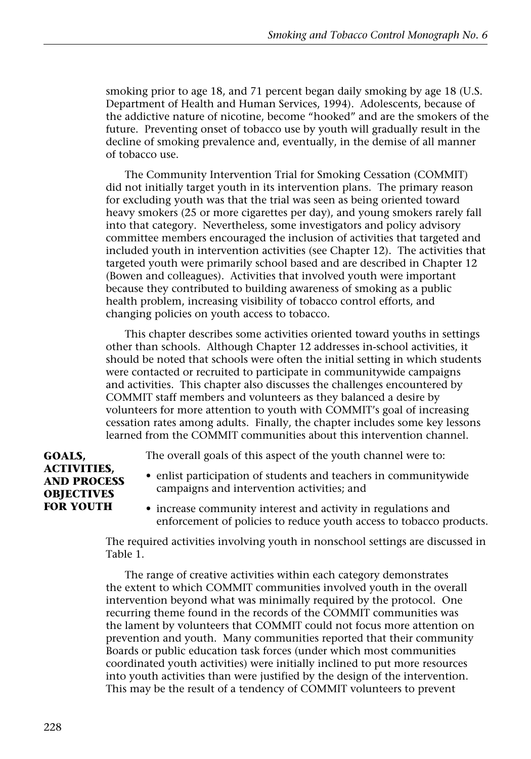smoking prior to age 18, and 71 percent began daily smoking by age 18 (U.S. Department of Health and Human Services, 1994). Adolescents, because of the addictive nature of nicotine, become "hooked" and are the smokers of the future. Preventing onset of tobacco use by youth will gradually result in the decline of smoking prevalence and, eventually, in the demise of all manner of tobacco use.

The Community Intervention Trial for Smoking Cessation (COMMIT) did not initially target youth in its intervention plans. The primary reason for excluding youth was that the trial was seen as being oriented toward heavy smokers (25 or more cigarettes per day), and young smokers rarely fall into that category. Nevertheless, some investigators and policy advisory committee members encouraged the inclusion of activities that targeted and included youth in intervention activities (see Chapter 12). The activities that targeted youth were primarily school based and are described in Chapter 12 (Bowen and colleagues). Activities that involved youth were important because they contributed to building awareness of smoking as a public health problem, increasing visibility of tobacco control efforts, and changing policies on youth access to tobacco.

This chapter describes some activities oriented toward youths in settings other than schools. Although Chapter 12 addresses in-school activities, it should be noted that schools were often the initial setting in which students were contacted or recruited to participate in communitywide campaigns and activities. This chapter also discusses the challenges encountered by COMMIT staff members and volunteers as they balanced a desire by volunteers for more attention to youth with COMMIT's goal of increasing cessation rates among adults. Finally, the chapter includes some key lessons learned from the COMMIT communities about this intervention channel.

## GOALS, ACTIVITIES, AND PROCESS OBJECTIVES FOR YOUTH

The overall goals of this aspect of the youth channel were to:

- enlist participation of students and teachers in communitywide campaigns and intervention activities; and
- increase community interest and activity in regulations and enforcement of policies to reduce youth access to tobacco products.

The required activities involving youth in nonschool settings are discussed in Table 1.

The range of creative activities within each category demonstrates the extent to which COMMIT communities involved youth in the overall intervention beyond what was minimally required by the protocol. One recurring theme found in the records of the COMMIT communities was the lament by volunteers that COMMIT could not focus more attention on prevention and youth. Many communities reported that their community Boards or public education task forces (under which most communities coordinated youth activities) were initially inclined to put more resources into youth activities than were justified by the design of the intervention. This may be the result of a tendency of COMMIT volunteers to prevent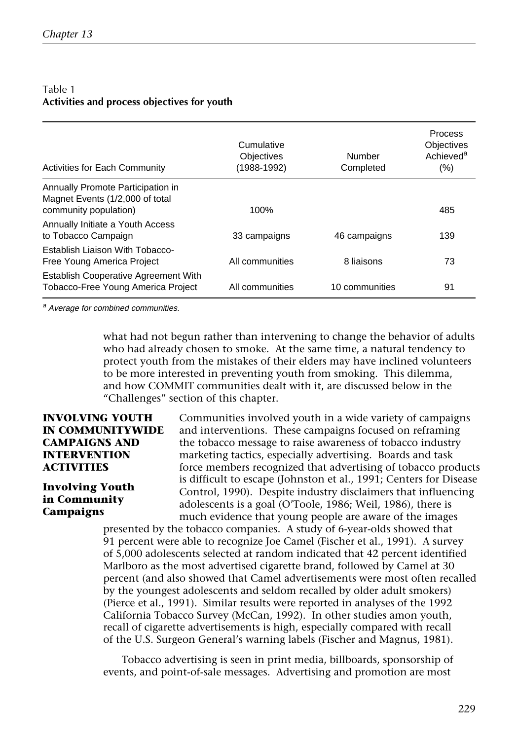Table 1
**Activities and process objectives for youth**

| Activities for Each Community | Cumulative Objectives (1988-1992) | Number Completed | Process Objectives Achieved[a] (%) |
|---|---|---|---|
| Annually Promote Participation in Magnet Events (1/2,000 of total community population) | 100% | | 485 |
| Annually Initiate a Youth Access to Tobacco Campaign | 33 campaigns | 46 campaigns | 139 |
| Establish Liaison With Tobacco-Free Young America Project | All communities | 8 liaisons | 73 |
| Establish Cooperative Agreement With Tobacco-Free Young America Project | All communities | 10 communities | 91 |

[a] *Average for combined communities.*

what had not begun rather than intervening to change the behavior of adults who had already chosen to smoke. At the same time, a natural tendency to protect youth from the mistakes of their elders may have inclined volunteers to be more interested in preventing youth from smoking. This dilemma, and how COMMIT communities dealt with it, are discussed below in the "Challenges" section of this chapter.

## INVOLVING YOUTH IN COMMUNITYWIDE CAMPAIGNS AND INTERVENTION ACTIVITIES

### Involving Youth in Community Campaigns

Communities involved youth in a wide variety of campaigns and interventions. These campaigns focused on reframing the tobacco message to raise awareness of tobacco industry marketing tactics, especially advertising. Boards and task force members recognized that advertising of tobacco products is difficult to escape (Johnston et al., 1991; Centers for Disease Control, 1990). Despite industry disclaimers that influencing adolescents is a goal (O'Toole, 1986; Weil, 1986), there is much evidence that young people are aware of the images presented by the tobacco companies. A study of 6-year-olds showed that 91 percent were able to recognize Joe Camel (Fischer et al., 1991). A survey of 5,000 adolescents selected at random indicated that 42 percent identified Marlboro as the most advertised cigarette brand, followed by Camel at 30 percent (and also showed that Camel advertisements were most often recalled by the youngest adolescents and seldom recalled by older adult smokers) (Pierce et al., 1991). Similar results were reported in analyses of the 1992 California Tobacco Survey (McCan, 1992). In other studies amon youth, recall of cigarette advertisements is high, especially compared with recall of the U.S. Surgeon General's warning labels (Fischer and Magnus, 1981).

Tobacco advertising is seen in print media, billboards, sponsorship of events, and point-of-sale messages. Advertising and promotion are most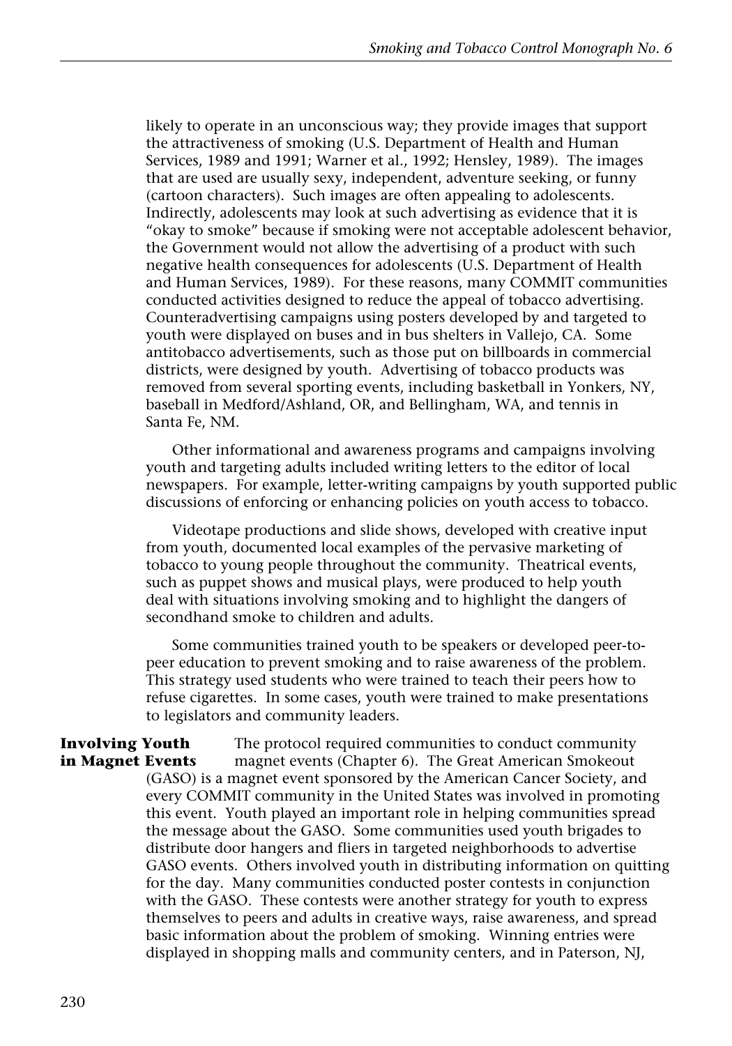likely to operate in an unconscious way; they provide images that support the attractiveness of smoking (U.S. Department of Health and Human Services, 1989 and 1991; Warner et al., 1992; Hensley, 1989). The images that are used are usually sexy, independent, adventure seeking, or funny (cartoon characters). Such images are often appealing to adolescents. Indirectly, adolescents may look at such advertising as evidence that it is "okay to smoke" because if smoking were not acceptable adolescent behavior, the Government would not allow the advertising of a product with such negative health consequences for adolescents (U.S. Department of Health and Human Services, 1989). For these reasons, many COMMIT communities conducted activities designed to reduce the appeal of tobacco advertising. Counteradvertising campaigns using posters developed by and targeted to youth were displayed on buses and in bus shelters in Vallejo, CA. Some antitobacco advertisements, such as those put on billboards in commercial districts, were designed by youth. Advertising of tobacco products was removed from several sporting events, including basketball in Yonkers, NY, baseball in Medford/Ashland, OR, and Bellingham, WA, and tennis in Santa Fe, NM.

Other informational and awareness programs and campaigns involving youth and targeting adults included writing letters to the editor of local newspapers. For example, letter-writing campaigns by youth supported public discussions of enforcing or enhancing policies on youth access to tobacco.

Videotape productions and slide shows, developed with creative input from youth, documented local examples of the pervasive marketing of tobacco to young people throughout the community. Theatrical events, such as puppet shows and musical plays, were produced to help youth deal with situations involving smoking and to highlight the dangers of secondhand smoke to children and adults.

Some communities trained youth to be speakers or developed peer-to-peer education to prevent smoking and to raise awareness of the problem. This strategy used students who were trained to teach their peers how to refuse cigarettes. In some cases, youth were trained to make presentations to legislators and community leaders.

**Involving Youth in Magnet Events**

The protocol required communities to conduct community magnet events (Chapter 6). The Great American Smokeout (GASO) is a magnet event sponsored by the American Cancer Society, and every COMMIT community in the United States was involved in promoting this event. Youth played an important role in helping communities spread the message about the GASO. Some communities used youth brigades to distribute door hangers and fliers in targeted neighborhoods to advertise GASO events. Others involved youth in distributing information on quitting for the day. Many communities conducted poster contests in conjunction with the GASO. These contests were another strategy for youth to express themselves to peers and adults in creative ways, raise awareness, and spread basic information about the problem of smoking. Winning entries were displayed in shopping malls and community centers, and in Paterson, NJ,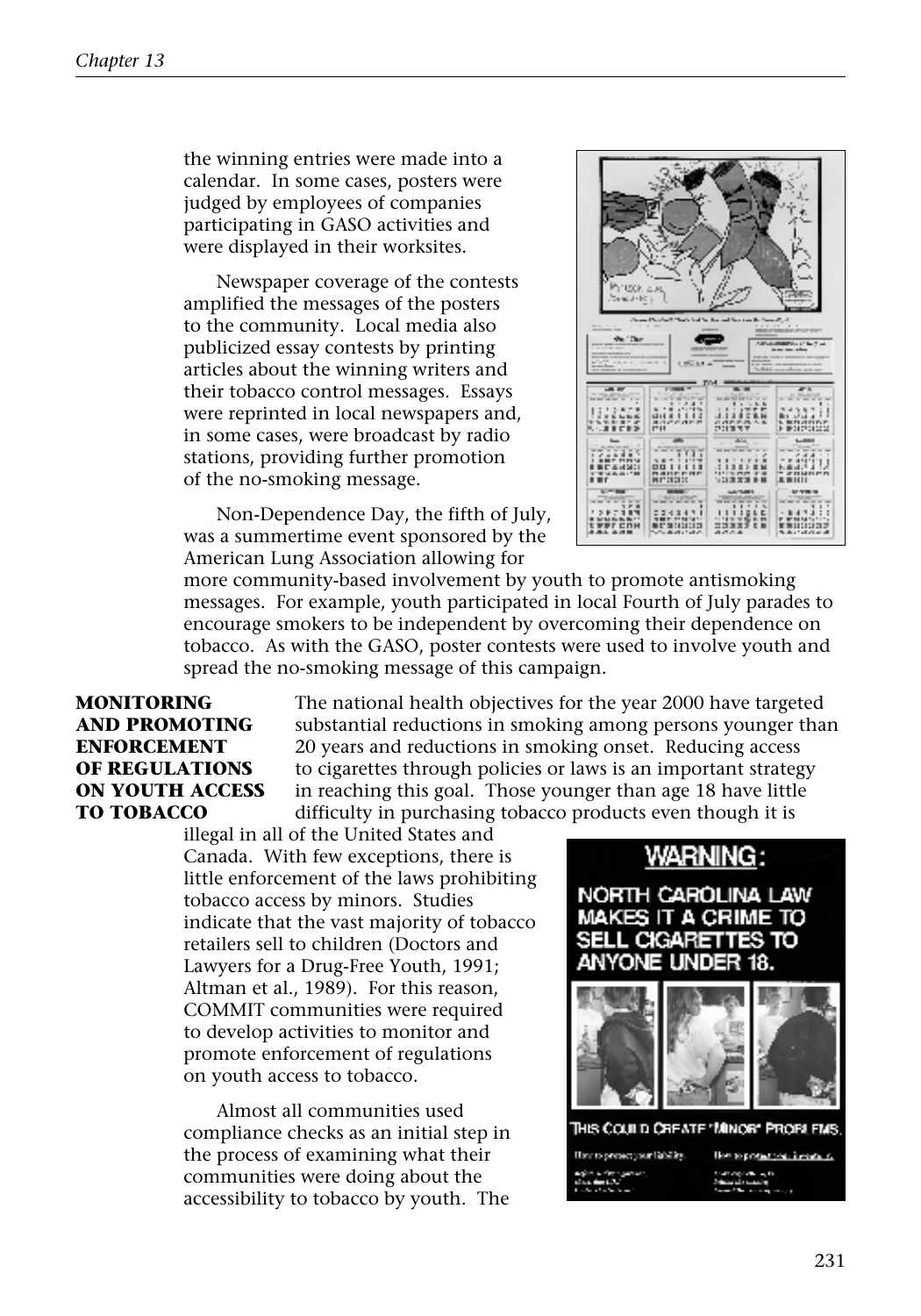the winning entries were made into a calendar. In some cases, posters were judged by employees of companies participating in GASO activities and were displayed in their worksites.

Newspaper coverage of the contests amplified the messages of the posters to the community. Local media also publicized essay contests by printing articles about the winning writers and their tobacco control messages. Essays were reprinted in local newspapers and, in some cases, were broadcast by radio stations, providing further promotion of the no-smoking message.

Non-Dependence Day, the fifth of July, was a summertime event sponsored by the American Lung Association allowing for more community-based involvement by youth to promote antismoking messages. For example, youth participated in local Fourth of July parades to encourage smokers to be independent by overcoming their dependence on tobacco. As with the GASO, poster contests were used to involve youth and spread the no-smoking message of this campaign.

## MONITORING AND PROMOTING ENFORCEMENT OF REGULATIONS ON YOUTH ACCESS TO TOBACCO

The national health objectives for the year 2000 have targeted substantial reductions in smoking among persons younger than 20 years and reductions in smoking onset. Reducing access to cigarettes through policies or laws is an important strategy in reaching this goal. Those younger than age 18 have little difficulty in purchasing tobacco products even though it is illegal in all of the United States and Canada. With few exceptions, there is little enforcement of the laws prohibiting tobacco access by minors. Studies indicate that the vast majority of tobacco retailers sell to children (Doctors and Lawyers for a Drug-Free Youth, 1991; Altman et al., 1989). For this reason, COMMIT communities were required to develop activities to monitor and promote enforcement of regulations on youth access to tobacco.

Almost all communities used compliance checks as an initial step in the process of examining what their communities were doing about the accessibility to tobacco by youth. The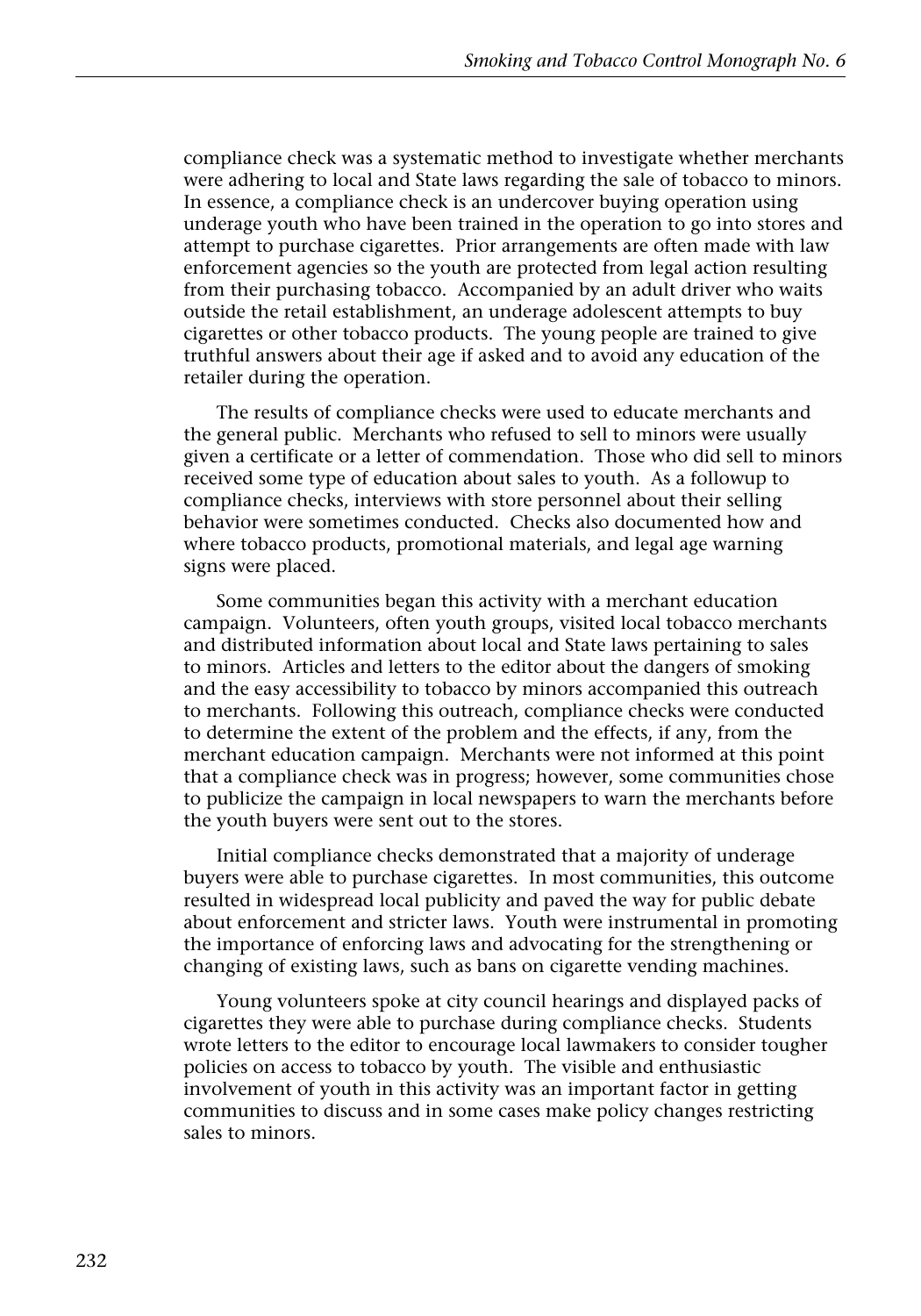compliance check was a systematic method to investigate whether merchants were adhering to local and State laws regarding the sale of tobacco to minors. In essence, a compliance check is an undercover buying operation using underage youth who have been trained in the operation to go into stores and attempt to purchase cigarettes. Prior arrangements are often made with law enforcement agencies so the youth are protected from legal action resulting from their purchasing tobacco. Accompanied by an adult driver who waits outside the retail establishment, an underage adolescent attempts to buy cigarettes or other tobacco products. The young people are trained to give truthful answers about their age if asked and to avoid any education of the retailer during the operation.

The results of compliance checks were used to educate merchants and the general public. Merchants who refused to sell to minors were usually given a certificate or a letter of commendation. Those who did sell to minors received some type of education about sales to youth. As a followup to compliance checks, interviews with store personnel about their selling behavior were sometimes conducted. Checks also documented how and where tobacco products, promotional materials, and legal age warning signs were placed.

Some communities began this activity with a merchant education campaign. Volunteers, often youth groups, visited local tobacco merchants and distributed information about local and State laws pertaining to sales to minors. Articles and letters to the editor about the dangers of smoking and the easy accessibility to tobacco by minors accompanied this outreach to merchants. Following this outreach, compliance checks were conducted to determine the extent of the problem and the effects, if any, from the merchant education campaign. Merchants were not informed at this point that a compliance check was in progress; however, some communities chose to publicize the campaign in local newspapers to warn the merchants before the youth buyers were sent out to the stores.

Initial compliance checks demonstrated that a majority of underage buyers were able to purchase cigarettes. In most communities, this outcome resulted in widespread local publicity and paved the way for public debate about enforcement and stricter laws. Youth were instrumental in promoting the importance of enforcing laws and advocating for the strengthening or changing of existing laws, such as bans on cigarette vending machines.

Young volunteers spoke at city council hearings and displayed packs of cigarettes they were able to purchase during compliance checks. Students wrote letters to the editor to encourage local lawmakers to consider tougher policies on access to tobacco by youth. The visible and enthusiastic involvement of youth in this activity was an important factor in getting communities to discuss and in some cases make policy changes restricting sales to minors.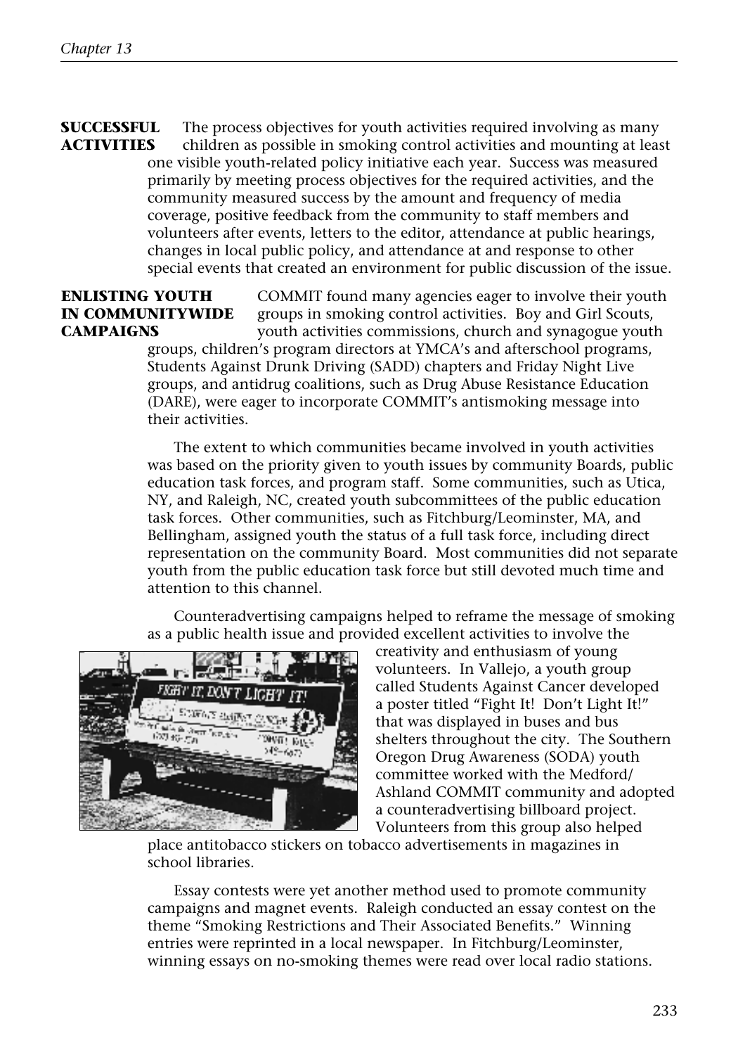**SUCCESSFUL ACTIVITIES** The process objectives for youth activities required involving as many children as possible in smoking control activities and mounting at least one visible youth-related policy initiative each year. Success was measured primarily by meeting process objectives for the required activities, and the community measured success by the amount and frequency of media coverage, positive feedback from the community to staff members and volunteers after events, letters to the editor, attendance at public hearings, changes in local public policy, and attendance at and response to other special events that created an environment for public discussion of the issue.

**ENLISTING YOUTH IN COMMUNITYWIDE CAMPAIGNS** COMMIT found many agencies eager to involve their youth groups in smoking control activities. Boy and Girl Scouts, youth activities commissions, church and synagogue youth groups, children's program directors at YMCA's and afterschool programs, Students Against Drunk Driving (SADD) chapters and Friday Night Live groups, and antidrug coalitions, such as Drug Abuse Resistance Education (DARE), were eager to incorporate COMMIT's antismoking message into their activities.

The extent to which communities became involved in youth activities was based on the priority given to youth issues by community Boards, public education task forces, and program staff. Some communities, such as Utica, NY, and Raleigh, NC, created youth subcommittees of the public education task forces. Other communities, such as Fitchburg/Leominster, MA, and Bellingham, assigned youth the status of a full task force, including direct representation on the community Board. Most communities did not separate youth from the public education task force but still devoted much time and attention to this channel.

Counteradvertising campaigns helped to reframe the message of smoking as a public health issue and provided excellent activities to involve the creativity and enthusiasm of young volunteers. In Vallejo, a youth group called Students Against Cancer developed a poster titled "Fight It! Don't Light It!" that was displayed in buses and bus shelters throughout the city. The Southern Oregon Drug Awareness (SODA) youth committee worked with the Medford/Ashland COMMIT community and adopted a counteradvertising billboard project. Volunteers from this group also helped place antitobacco stickers on tobacco advertisements in magazines in school libraries.

Essay contests were yet another method used to promote community campaigns and magnet events. Raleigh conducted an essay contest on the theme "Smoking Restrictions and Their Associated Benefits." Winning entries were reprinted in a local newspaper. In Fitchburg/Leominster, winning essays on no-smoking themes were read over local radio stations.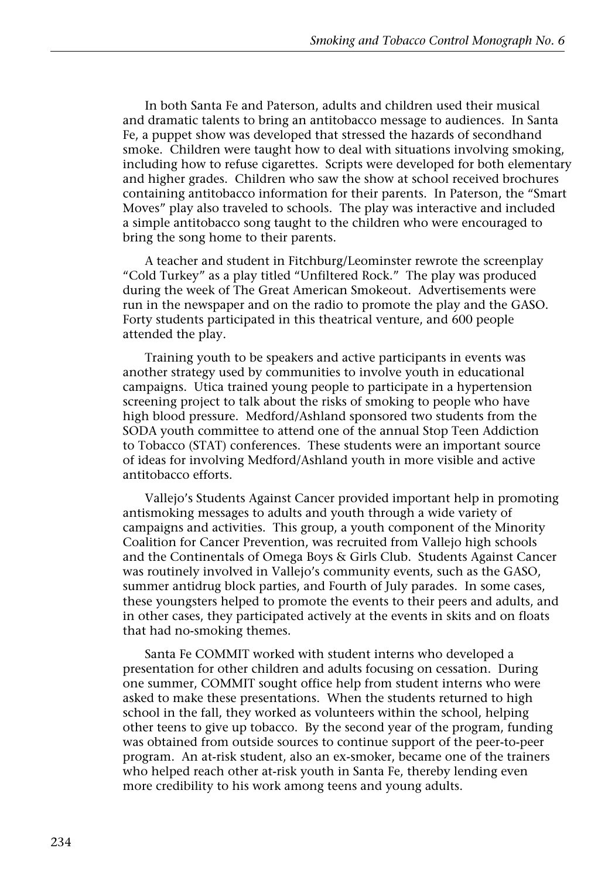In both Santa Fe and Paterson, adults and children used their musical and dramatic talents to bring an antitobacco message to audiences. In Santa Fe, a puppet show was developed that stressed the hazards of secondhand smoke. Children were taught how to deal with situations involving smoking, including how to refuse cigarettes. Scripts were developed for both elementary and higher grades. Children who saw the show at school received brochures containing antitobacco information for their parents. In Paterson, the "Smart Moves" play also traveled to schools. The play was interactive and included a simple antitobacco song taught to the children who were encouraged to bring the song home to their parents.

A teacher and student in Fitchburg/Leominster rewrote the screenplay "Cold Turkey" as a play titled "Unfiltered Rock." The play was produced during the week of The Great American Smokeout. Advertisements were run in the newspaper and on the radio to promote the play and the GASO. Forty students participated in this theatrical venture, and 600 people attended the play.

Training youth to be speakers and active participants in events was another strategy used by communities to involve youth in educational campaigns. Utica trained young people to participate in a hypertension screening project to talk about the risks of smoking to people who have high blood pressure. Medford/Ashland sponsored two students from the SODA youth committee to attend one of the annual Stop Teen Addiction to Tobacco (STAT) conferences. These students were an important source of ideas for involving Medford/Ashland youth in more visible and active antitobacco efforts.

Vallejo's Students Against Cancer provided important help in promoting antismoking messages to adults and youth through a wide variety of campaigns and activities. This group, a youth component of the Minority Coalition for Cancer Prevention, was recruited from Vallejo high schools and the Continentals of Omega Boys & Girls Club. Students Against Cancer was routinely involved in Vallejo's community events, such as the GASO, summer antidrug block parties, and Fourth of July parades. In some cases, these youngsters helped to promote the events to their peers and adults, and in other cases, they participated actively at the events in skits and on floats that had no-smoking themes.

Santa Fe COMMIT worked with student interns who developed a presentation for other children and adults focusing on cessation. During one summer, COMMIT sought office help from student interns who were asked to make these presentations. When the students returned to high school in the fall, they worked as volunteers within the school, helping other teens to give up tobacco. By the second year of the program, funding was obtained from outside sources to continue support of the peer-to-peer program. An at-risk student, also an ex-smoker, became one of the trainers who helped reach other at-risk youth in Santa Fe, thereby lending even more credibility to his work among teens and young adults.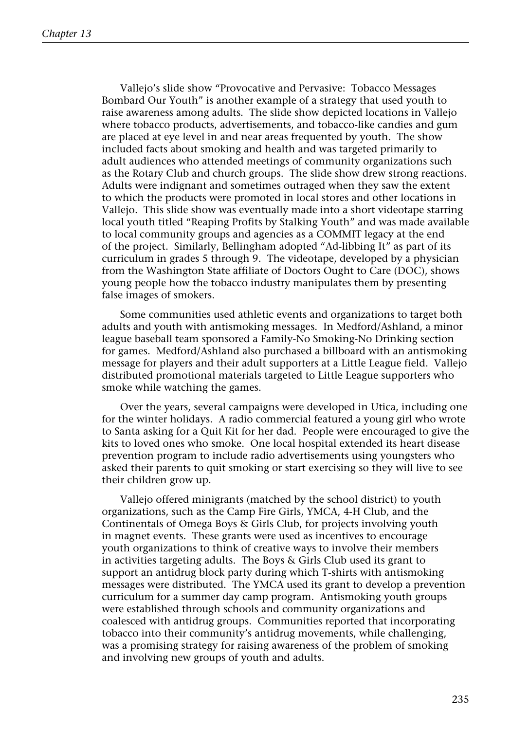Vallejo's slide show "Provocative and Pervasive: Tobacco Messages Bombard Our Youth" is another example of a strategy that used youth to raise awareness among adults. The slide show depicted locations in Vallejo where tobacco products, advertisements, and tobacco-like candies and gum are placed at eye level in and near areas frequented by youth. The show included facts about smoking and health and was targeted primarily to adult audiences who attended meetings of community organizations such as the Rotary Club and church groups. The slide show drew strong reactions. Adults were indignant and sometimes outraged when they saw the extent to which the products were promoted in local stores and other locations in Vallejo. This slide show was eventually made into a short videotape starring local youth titled "Reaping Profits by Stalking Youth" and was made available to local community groups and agencies as a COMMIT legacy at the end of the project. Similarly, Bellingham adopted "Ad-libbing It" as part of its curriculum in grades 5 through 9. The videotape, developed by a physician from the Washington State affiliate of Doctors Ought to Care (DOC), shows young people how the tobacco industry manipulates them by presenting false images of smokers.

Some communities used athletic events and organizations to target both adults and youth with antismoking messages. In Medford/Ashland, a minor league baseball team sponsored a Family-No Smoking-No Drinking section for games. Medford/Ashland also purchased a billboard with an antismoking message for players and their adult supporters at a Little League field. Vallejo distributed promotional materials targeted to Little League supporters who smoke while watching the games.

Over the years, several campaigns were developed in Utica, including one for the winter holidays. A radio commercial featured a young girl who wrote to Santa asking for a Quit Kit for her dad. People were encouraged to give the kits to loved ones who smoke. One local hospital extended its heart disease prevention program to include radio advertisements using youngsters who asked their parents to quit smoking or start exercising so they will live to see their children grow up.

Vallejo offered minigrants (matched by the school district) to youth organizations, such as the Camp Fire Girls, YMCA, 4-H Club, and the Continentals of Omega Boys & Girls Club, for projects involving youth in magnet events. These grants were used as incentives to encourage youth organizations to think of creative ways to involve their members in activities targeting adults. The Boys & Girls Club used its grant to support an antidrug block party during which T-shirts with antismoking messages were distributed. The YMCA used its grant to develop a prevention curriculum for a summer day camp program. Antismoking youth groups were established through schools and community organizations and coalesced with antidrug groups. Communities reported that incorporating tobacco into their community's antidrug movements, while challenging, was a promising strategy for raising awareness of the problem of smoking and involving new groups of youth and adults.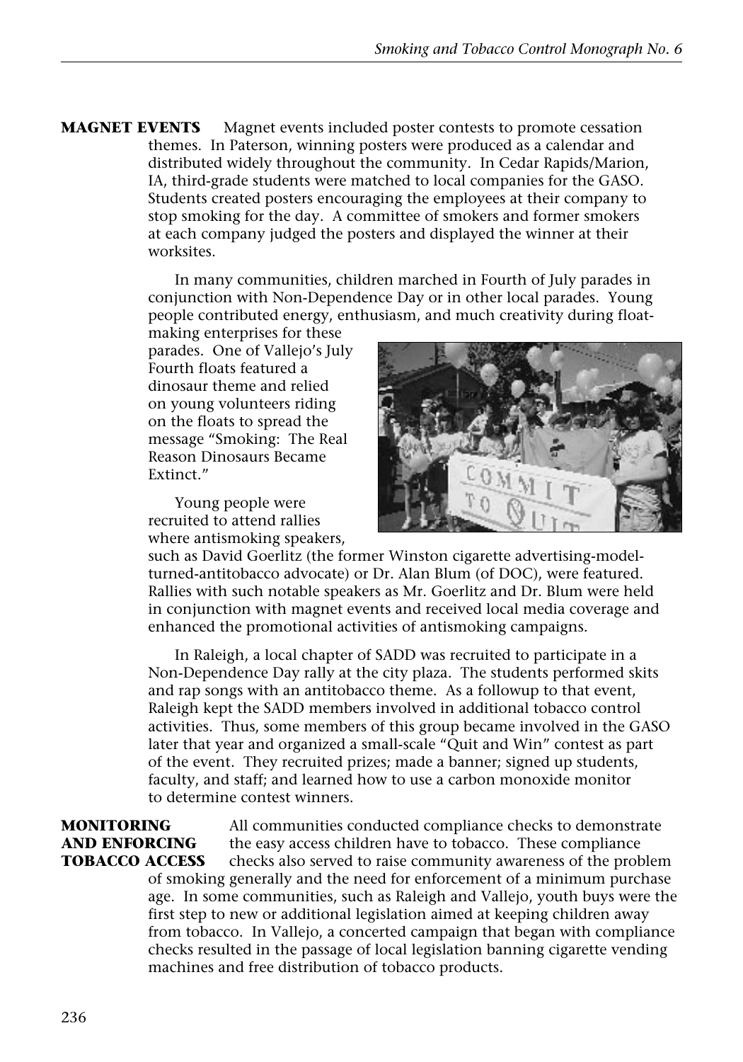**MAGNET EVENTS** Magnet events included poster contests to promote cessation themes. In Paterson, winning posters were produced as a calendar and distributed widely throughout the community. In Cedar Rapids/Marion, IA, third-grade students were matched to local companies for the GASO. Students created posters encouraging the employees at their company to stop smoking for the day. A committee of smokers and former smokers at each company judged the posters and displayed the winner at their worksites.

In many communities, children marched in Fourth of July parades in conjunction with Non-Dependence Day or in other local parades. Young people contributed energy, enthusiasm, and much creativity during float-making enterprises for these parades. One of Vallejo's July Fourth floats featured a dinosaur theme and relied on young volunteers riding on the floats to spread the message "Smoking: The Real Reason Dinosaurs Became Extinct."

Young people were recruited to attend rallies where antismoking speakers, such as David Goerlitz (the former Winston cigarette advertising-model-turned-antitobacco advocate) or Dr. Alan Blum (of DOC), were featured. Rallies with such notable speakers as Mr. Goerlitz and Dr. Blum were held in conjunction with magnet events and received local media coverage and enhanced the promotional activities of antismoking campaigns.

In Raleigh, a local chapter of SADD was recruited to participate in a Non-Dependence Day rally at the city plaza. The students performed skits and rap songs with an antitobacco theme. As a followup to that event, Raleigh kept the SADD members involved in additional tobacco control activities. Thus, some members of this group became involved in the GASO later that year and organized a small-scale "Quit and Win" contest as part of the event. They recruited prizes; made a banner; signed up students, faculty, and staff; and learned how to use a carbon monoxide monitor to determine contest winners.

**MONITORING AND ENFORCING TOBACCO ACCESS** All communities conducted compliance checks to demonstrate the easy access children have to tobacco. These compliance checks also served to raise community awareness of the problem of smoking generally and the need for enforcement of a minimum purchase age. In some communities, such as Raleigh and Vallejo, youth buys were the first step to new or additional legislation aimed at keeping children away from tobacco. In Vallejo, a concerted campaign that began with compliance checks resulted in the passage of local legislation banning cigarette vending machines and free distribution of tobacco products.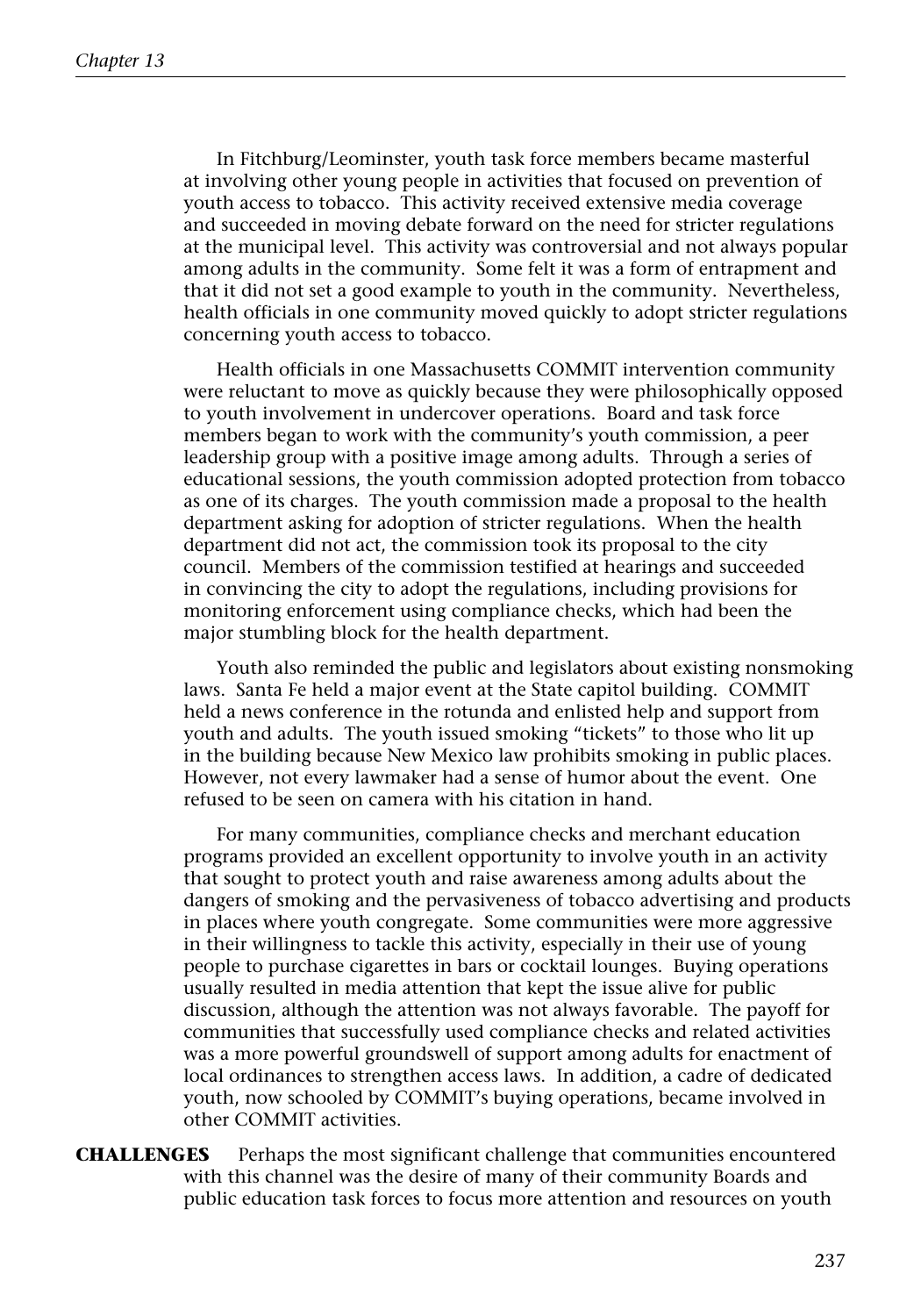In Fitchburg/Leominster, youth task force members became masterful at involving other young people in activities that focused on prevention of youth access to tobacco. This activity received extensive media coverage and succeeded in moving debate forward on the need for stricter regulations at the municipal level. This activity was controversial and not always popular among adults in the community. Some felt it was a form of entrapment and that it did not set a good example to youth in the community. Nevertheless, health officials in one community moved quickly to adopt stricter regulations concerning youth access to tobacco.

Health officials in one Massachusetts COMMIT intervention community were reluctant to move as quickly because they were philosophically opposed to youth involvement in undercover operations. Board and task force members began to work with the community's youth commission, a peer leadership group with a positive image among adults. Through a series of educational sessions, the youth commission adopted protection from tobacco as one of its charges. The youth commission made a proposal to the health department asking for adoption of stricter regulations. When the health department did not act, the commission took its proposal to the city council. Members of the commission testified at hearings and succeeded in convincing the city to adopt the regulations, including provisions for monitoring enforcement using compliance checks, which had been the major stumbling block for the health department.

Youth also reminded the public and legislators about existing nonsmoking laws. Santa Fe held a major event at the State capitol building. COMMIT held a news conference in the rotunda and enlisted help and support from youth and adults. The youth issued smoking "tickets" to those who lit up in the building because New Mexico law prohibits smoking in public places. However, not every lawmaker had a sense of humor about the event. One refused to be seen on camera with his citation in hand.

For many communities, compliance checks and merchant education programs provided an excellent opportunity to involve youth in an activity that sought to protect youth and raise awareness among adults about the dangers of smoking and the pervasiveness of tobacco advertising and products in places where youth congregate. Some communities were more aggressive in their willingness to tackle this activity, especially in their use of young people to purchase cigarettes in bars or cocktail lounges. Buying operations usually resulted in media attention that kept the issue alive for public discussion, although the attention was not always favorable. The payoff for communities that successfully used compliance checks and related activities was a more powerful groundswell of support among adults for enactment of local ordinances to strengthen access laws. In addition, a cadre of dedicated youth, now schooled by COMMIT's buying operations, became involved in other COMMIT activities.

**CHALLENGES** Perhaps the most significant challenge that communities encountered with this channel was the desire of many of their community Boards and public education task forces to focus more attention and resources on youth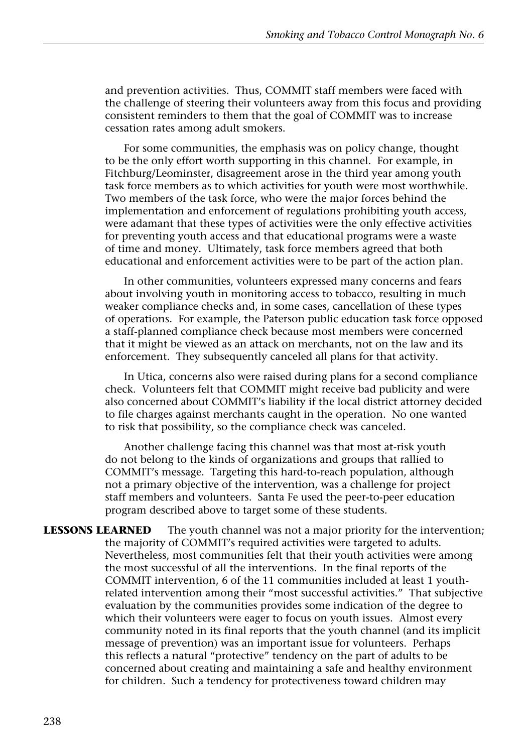and prevention activities. Thus, COMMIT staff members were faced with the challenge of steering their volunteers away from this focus and providing consistent reminders to them that the goal of COMMIT was to increase cessation rates among adult smokers.

For some communities, the emphasis was on policy change, thought to be the only effort worth supporting in this channel. For example, in Fitchburg/Leominster, disagreement arose in the third year among youth task force members as to which activities for youth were most worthwhile. Two members of the task force, who were the major forces behind the implementation and enforcement of regulations prohibiting youth access, were adamant that these types of activities were the only effective activities for preventing youth access and that educational programs were a waste of time and money. Ultimately, task force members agreed that both educational and enforcement activities were to be part of the action plan.

In other communities, volunteers expressed many concerns and fears about involving youth in monitoring access to tobacco, resulting in much weaker compliance checks and, in some cases, cancellation of these types of operations. For example, the Paterson public education task force opposed a staff-planned compliance check because most members were concerned that it might be viewed as an attack on merchants, not on the law and its enforcement. They subsequently canceled all plans for that activity.

In Utica, concerns also were raised during plans for a second compliance check. Volunteers felt that COMMIT might receive bad publicity and were also concerned about COMMIT's liability if the local district attorney decided to file charges against merchants caught in the operation. No one wanted to risk that possibility, so the compliance check was canceled.

Another challenge facing this channel was that most at-risk youth do not belong to the kinds of organizations and groups that rallied to COMMIT's message. Targeting this hard-to-reach population, although not a primary objective of the intervention, was a challenge for project staff members and volunteers. Santa Fe used the peer-to-peer education program described above to target some of these students.

## LESSONS LEARNED

The youth channel was not a major priority for the intervention; the majority of COMMIT's required activities were targeted to adults. Nevertheless, most communities felt that their youth activities were among the most successful of all the interventions. In the final reports of the COMMIT intervention, 6 of the 11 communities included at least 1 youth-related intervention among their "most successful activities." That subjective evaluation by the communities provides some indication of the degree to which their volunteers were eager to focus on youth issues. Almost every community noted in its final reports that the youth channel (and its implicit message of prevention) was an important issue for volunteers. Perhaps this reflects a natural "protective" tendency on the part of adults to be concerned about creating and maintaining a safe and healthy environment for children. Such a tendency for protectiveness toward children may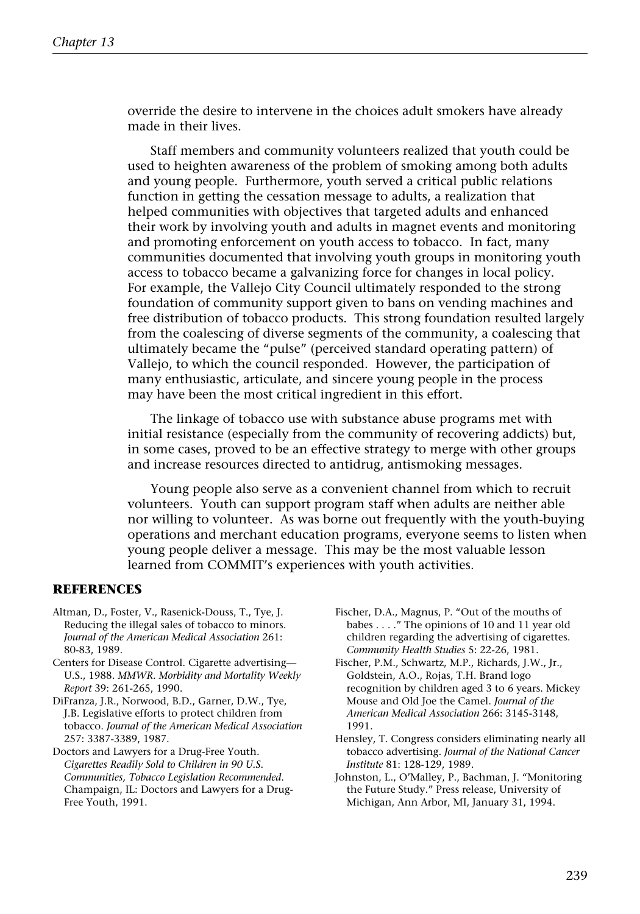override the desire to intervene in the choices adult smokers have already made in their lives.

Staff members and community volunteers realized that youth could be used to heighten awareness of the problem of smoking among both adults and young people. Furthermore, youth served a critical public relations function in getting the cessation message to adults, a realization that helped communities with objectives that targeted adults and enhanced their work by involving youth and adults in magnet events and monitoring and promoting enforcement on youth access to tobacco. In fact, many communities documented that involving youth groups in monitoring youth access to tobacco became a galvanizing force for changes in local policy. For example, the Vallejo City Council ultimately responded to the strong foundation of community support given to bans on vending machines and free distribution of tobacco products. This strong foundation resulted largely from the coalescing of diverse segments of the community, a coalescing that ultimately became the "pulse" (perceived standard operating pattern) of Vallejo, to which the council responded. However, the participation of many enthusiastic, articulate, and sincere young people in the process may have been the most critical ingredient in this effort.

The linkage of tobacco use with substance abuse programs met with initial resistance (especially from the community of recovering addicts) but, in some cases, proved to be an effective strategy to merge with other groups and increase resources directed to antidrug, antismoking messages.

Young people also serve as a convenient channel from which to recruit volunteers. Youth can support program staff when adults are neither able nor willing to volunteer. As was borne out frequently with the youth-buying operations and merchant education programs, everyone seems to listen when young people deliver a message. This may be the most valuable lesson learned from COMMIT's experiences with youth activities.

## REFERENCES

Altman, D., Foster, V., Rasenick-Douss, T., Tye, J. Reducing the illegal sales of tobacco to minors. *Journal of the American Medical Association* 261: 80-83, 1989.

Centers for Disease Control. Cigarette advertising—U.S., 1988. *MMWR. Morbidity and Mortality Weekly Report* 39: 261-265, 1990.

DiFranza, J.R., Norwood, B.D., Garner, D.W., Tye, J.B. Legislative efforts to protect children from tobacco. *Journal of the American Medical Association* 257: 3387-3389, 1987.

Doctors and Lawyers for a Drug-Free Youth. *Cigarettes Readily Sold to Children in 90 U.S. Communities, Tobacco Legislation Recommended*. Champaign, IL: Doctors and Lawyers for a Drug-Free Youth, 1991.

Fischer, D.A., Magnus, P. "Out of the mouths of babes . . . ." The opinions of 10 and 11 year old children regarding the advertising of cigarettes. *Community Health Studies* 5: 22-26, 1981.

Fischer, P.M., Schwartz, M.P., Richards, J.W., Jr., Goldstein, A.O., Rojas, T.H. Brand logo recognition by children aged 3 to 6 years. Mickey Mouse and Old Joe the Camel. *Journal of the American Medical Association* 266: 3145-3148, 1991.

Hensley, T. Congress considers eliminating nearly all tobacco advertising. *Journal of the National Cancer Institute* 81: 128-129, 1989.

Johnston, L., O'Malley, P., Bachman, J. "Monitoring the Future Study." Press release, University of Michigan, Ann Arbor, MI, January 31, 1994.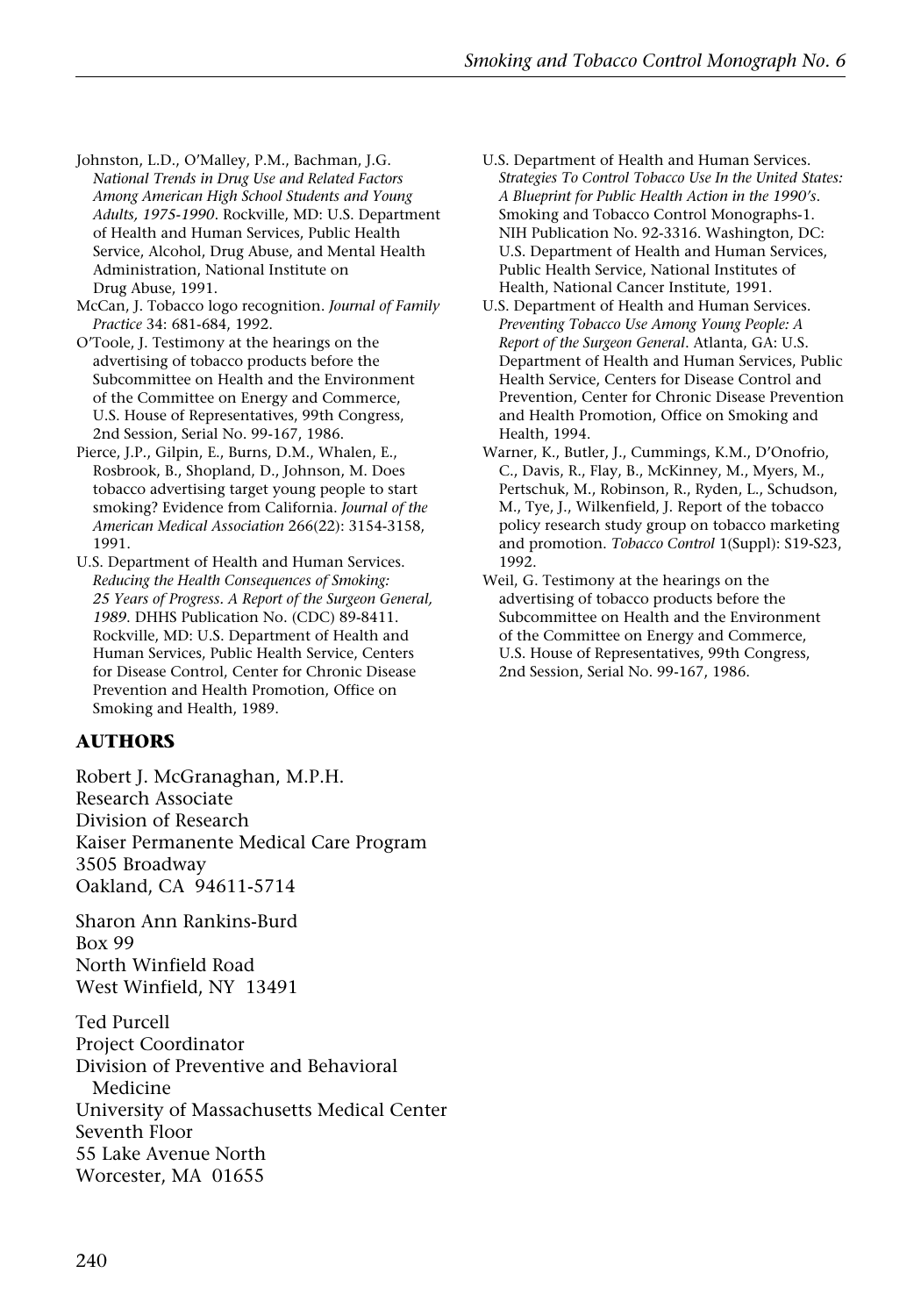Johnston, L.D., O'Malley, P.M., Bachman, J.G. *National Trends in Drug Use and Related Factors Among American High School Students and Young Adults, 1975-1990*. Rockville, MD: U.S. Department of Health and Human Services, Public Health Service, Alcohol, Drug Abuse, and Mental Health Administration, National Institute on Drug Abuse, 1991.

McCan, J. Tobacco logo recognition. *Journal of Family Practice* 34: 681-684, 1992.

O'Toole, J. Testimony at the hearings on the advertising of tobacco products before the Subcommittee on Health and the Environment of the Committee on Energy and Commerce, U.S. House of Representatives, 99th Congress, 2nd Session, Serial No. 99-167, 1986.

Pierce, J.P., Gilpin, E., Burns, D.M., Whalen, E., Rosbrook, B., Shopland, D., Johnson, M. Does tobacco advertising target young people to start smoking? Evidence from California. *Journal of the American Medical Association* 266(22): 3154-3158, 1991.

U.S. Department of Health and Human Services. *Reducing the Health Consequences of Smoking: 25 Years of Progress. A Report of the Surgeon General, 1989*. DHHS Publication No. (CDC) 89-8411. Rockville, MD: U.S. Department of Health and Human Services, Public Health Service, Centers for Disease Control, Center for Chronic Disease Prevention and Health Promotion, Office on Smoking and Health, 1989.

U.S. Department of Health and Human Services. *Strategies To Control Tobacco Use In the United States: A Blueprint for Public Health Action in the 1990's*. Smoking and Tobacco Control Monographs-1. NIH Publication No. 92-3316. Washington, DC: U.S. Department of Health and Human Services, Public Health Service, National Institutes of Health, National Cancer Institute, 1991.

U.S. Department of Health and Human Services. *Preventing Tobacco Use Among Young People: A Report of the Surgeon General*. Atlanta, GA: U.S. Department of Health and Human Services, Public Health Service, Centers for Disease Control and Prevention, Center for Chronic Disease Prevention and Health Promotion, Office on Smoking and Health, 1994.

Warner, K., Butler, J., Cummings, K.M., D'Onofrio, C., Davis, R., Flay, B., McKinney, M., Myers, M., Pertschuk, M., Robinson, R., Ryden, L., Schudson, M., Tye, J., Wilkenfield, J. Report of the tobacco policy research study group on tobacco marketing and promotion. *Tobacco Control* 1(Suppl): S19-S23, 1992.

Weil, G. Testimony at the hearings on the advertising of tobacco products before the Subcommittee on Health and the Environment of the Committee on Energy and Commerce, U.S. House of Representatives, 99th Congress, 2nd Session, Serial No. 99-167, 1986.

## AUTHORS

Robert J. McGranaghan, M.P.H.
Research Associate
Division of Research
Kaiser Permanente Medical Care Program
3505 Broadway
Oakland, CA 94611-5714

Sharon Ann Rankins-Burd
Box 99
North Winfield Road
West Winfield, NY 13491

Ted Purcell
Project Coordinator
Division of Preventive and Behavioral Medicine
University of Massachusetts Medical Center
Seventh Floor
55 Lake Avenue North
Worcester, MA 01655